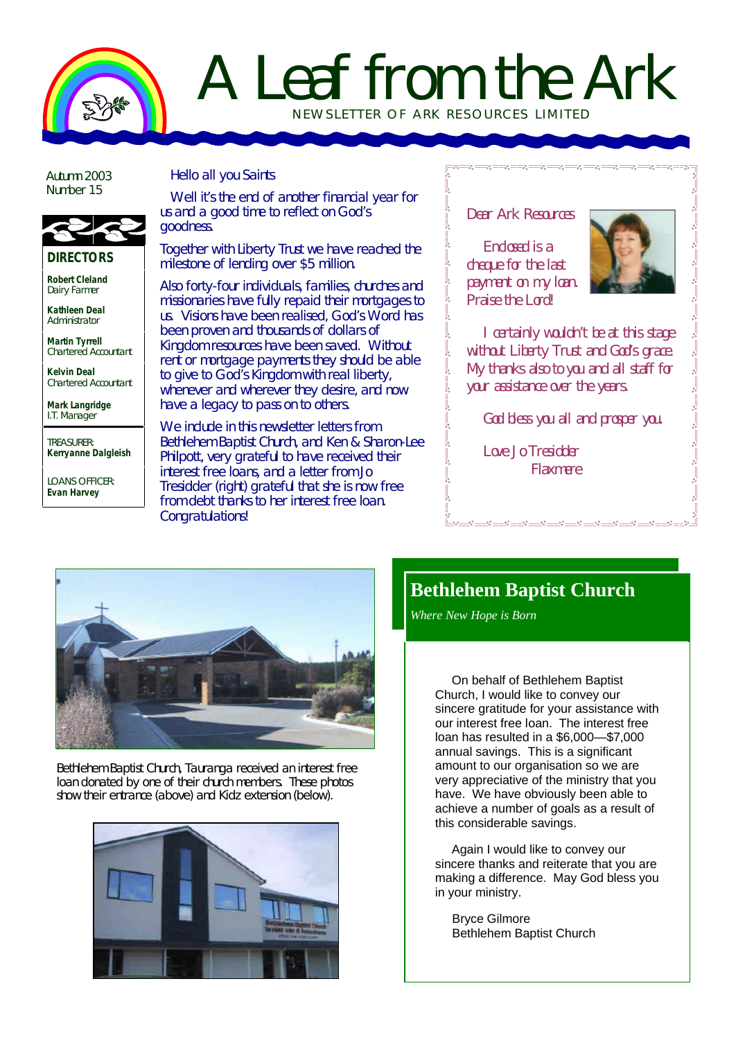# A Leaf from the Ark

NEWSLETTER OF ARK RESOURCES LIMITED

Autumn 2003
Number 15

**DIRECTORS**

**Robert Cleland**
Dairy Farmer

**Kathleen Deal**
Administrator

**Martin Tyrrell**
Chartered Accountant

**Kelvin Deal**
Chartered Accountant

**Mark Langridge**
I.T. Manager

TREASURER:
**Kerryanne Dalgleish**

LOANS OFFICER:
**Evan Harvey**

Hello all you Saints

Well it's the end of another financial year for us and a good time to reflect on God's goodness.

Together with Liberty Trust we have reached the milestone of lending over $5 million.

Also forty-four individuals, families, churches and missionaries have fully repaid their mortgages to us. Visions have been realised, God's Word has been proven and thousands of dollars of Kingdom resources have been saved. Without rent or mortgage payments they should be able to give to God's Kingdom with real liberty, whenever and wherever they desire, and now have a legacy to pass on to others.

We include in this newsletter letters from Bethlehem Baptist Church, and Ken & Sharon-Lee Philpott, very grateful to have received their interest free loans, and a letter from Jo Tresidder (right) grateful that she is now free from debt thanks to her interest free loan. Congratulations!

Dear Ark Resources

Enclosed is a cheque for the last payment on my loan. Praise the Lord!

I certainly wouldn't be at this stage without Liberty Trust and God's grace. My thanks also to you and all staff for your assistance over the years.

God bless you all and prosper you.

Love Jo Tresidder
Flaxmere

Bethlehem Baptist Church, Tauranga received an interest free loan donated by one of their church members. These photos show their entrance (above) and Kidz extension (below).

## Bethlehem Baptist Church

*Where New Hope is Born*

On behalf of Bethlehem Baptist Church, I would like to convey our sincere gratitude for your assistance with our interest free loan. The interest free loan has resulted in a $6,000—$7,000 annual savings. This is a significant amount to our organisation so we are very appreciative of the ministry that you have. We have obviously been able to achieve a number of goals as a result of this considerable savings.

Again I would like to convey our sincere thanks and reiterate that you are making a difference. May God bless you in your ministry.

Bryce Gilmore
Bethlehem Baptist Church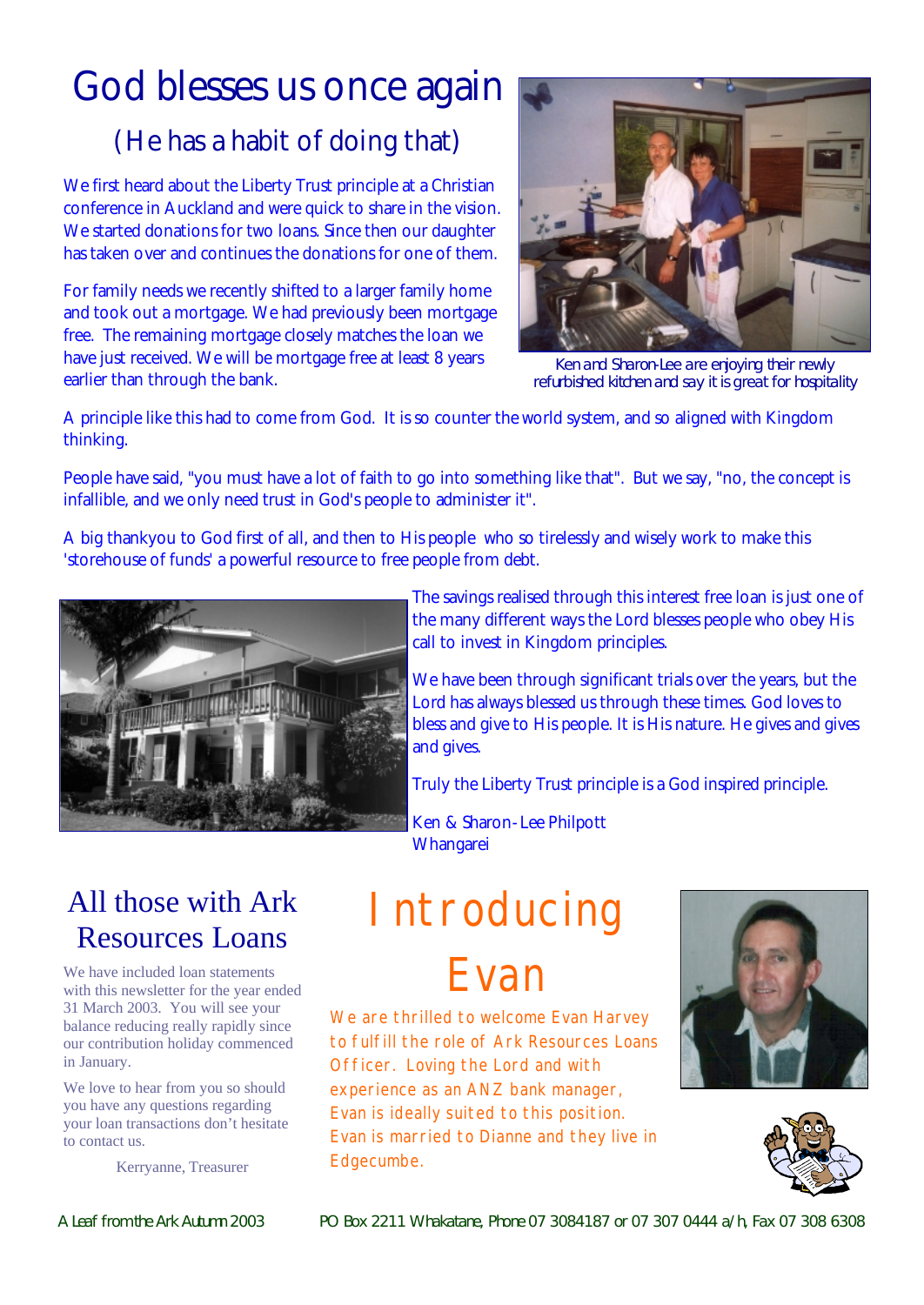# God blesses us once again

## (He has a habit of doing that)

We first heard about the Liberty Trust principle at a Christian conference in Auckland and were quick to share in the vision. We started donations for two loans. Since then our daughter has taken over and continues the donations for one of them.

For family needs we recently shifted to a larger family home and took out a mortgage. We had previously been mortgage free. The remaining mortgage closely matches the loan we have just received. We will be mortgage free at least 8 years earlier than through the bank.

*Ken and Sharon-Lee are enjoying their newly refurbished kitchen and say it is great for hospitality*

A principle like this had to come from God. It is so counter the world system, and so aligned with Kingdom thinking.

People have said, "you must have a lot of faith to go into something like that". But we say, "no, the concept is infallible, and we only need trust in God's people to administer it".

A big thankyou to God first of all, and then to His people who so tirelessly and wisely work to make this 'storehouse of funds' a powerful resource to free people from debt.

The savings realised through this interest free loan is just one of the many different ways the Lord blesses people who obey His call to invest in Kingdom principles.

We have been through significant trials over the years, but the Lord has always blessed us through these times. God loves to bless and give to His people. It is His nature. He gives and gives and gives.

Truly the Liberty Trust principle is a God inspired principle.

Ken & Sharon-Lee Philpott
Whangarei

## All those with Ark Resources Loans

We have included loan statements with this newsletter for the year ended 31 March 2003. You will see your balance reducing really rapidly since our contribution holiday commenced in January.

We love to hear from you so should you have any questions regarding your loan transactions don't hesitate to contact us.

Kerryanne, Treasurer

## Introducing Evan

We are thrilled to welcome Evan Harvey to fulfill the role of Ark Resources Loans Officer. Loving the Lord and with experience as an ANZ bank manager, Evan is ideally suited to this position. Evan is married to Dianne and they live in Edgecumbe.

A Leaf from the Ark Autumn 2003 PO Box 2211 Whakatane, Phone 07 3084187 or 07 307 0444 a/h, Fax 07 308 6308